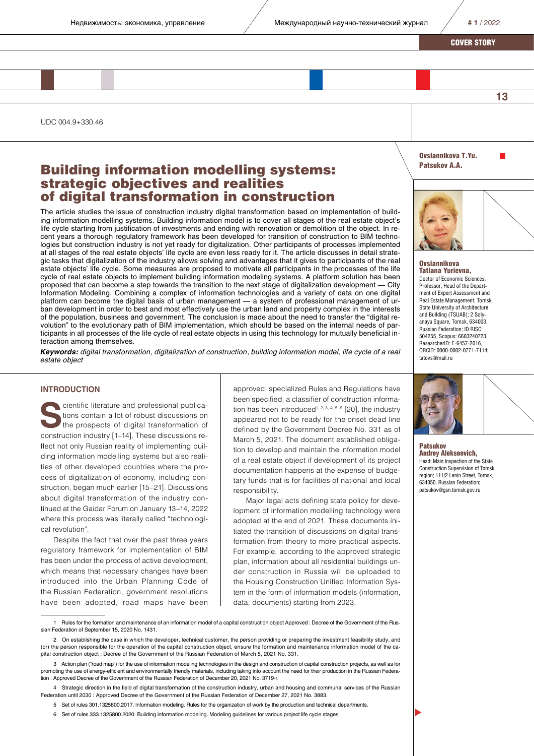UDC 004.9+330.46

# Building information modelling systems: strategic objectives and realities of digital transformation in construction

**Ovsiannikova T.Yu.**
**Patsukov A.A.**

The article studies the issue of construction industry digital transformation based on implementation of building information modelling systems. Building information model is to cover all stages of the real estate object's life cycle starting from justification of investments and ending with renovation or demolition of the object. In recent years a thorough regulatory framework has been developed for transition of construction to BIM technologies but construction industry is not yet ready for digitalization. Other participants of processes implemented at all stages of the real estate objects' life cycle are even less ready for it. The article discusses in detail strategic tasks that digitalization of the industry allows solving and advantages that it gives to participants of the real estate objects' life cycle. Some measures are proposed to motivate all participants in the processes of the life cycle of real estate objects to implement building information modeling systems. A platform solution has been proposed that can become a step towards the transition to the next stage of digitalization development — City Information Modeling. Combining a complex of information technologies and a variety of data on one digital platform can become the digital basis of urban management — a system of professional management of urban development in order to best and most effectively use the urban land and property complex in the interests of the population, business and government. The conclusion is made about the need to transfer the "digital revolution" to the evolutionary path of BIM implementation, which should be based on the internal needs of participants in all processes of the life cycle of real estate objects in using this technology for mutually beneficial interaction among themselves.

***Keywords:*** *digital transformation, digitalization of construction, building information model, life cycle of a real estate object*

**Ovsiannikova Tatiana Yurievna,**
Doctor of Economic Sciences, Professor, Head of the Department of Expert Assessment and Real Estate Management; Tomsk State University of Architecture and Building (TSUAB); 2 Solyanaya Square, Tomsk, 634003, Russian Federation; ID RISC: 504255, Scopus: 6603240723, ResearcherID: E-6457-2016, ORCID: 0000-0002-0771-7114; tatovs@mail.ru

**Patsukov Andrey Alekseevich,**
Head; Main Inspection of the State Construction Supervision of Tomsk region; 111/2 Lenin Street, Tomsk, 634050, Russian Federation; patsukov@gsn.tomsk.gov.ru

## INTRODUCTION

Scientific literature and professional publications contain a lot of robust discussions on the prospects of digital transformation of construction industry [1–14]. These discussions reflect not only Russian reality of implementing building information modelling systems but also realities of other developed countries where the process of digitalization of economy, including construction, began much earlier [15–21]. Discussions about digital transformation of the industry continued at the Gaidar Forum on January 13–14, 2022 where this process was literally called "technological revolution".

Despite the fact that over the past three years regulatory framework for implementation of BIM has been under the process of active development, which means that necessary changes have been introduced into the Urban Planning Code of the Russian Federation, government resolutions have been adopted, road maps have been approved, specialized Rules and Regulations have been specified, a classifier of construction information has been introduced[1, 2, 3, 4, 5, 6] [20], the industry appeared not to be ready for the onset dead line defined by the Government Decree No. 331 as of March 5, 2021. The document established obligation to develop and maintain the information model of a real estate object if development of its project documentation happens at the expense of budgetary funds that is for facilities of national and local responsibility.

Major legal acts defining state policy for development of information modelling technology were adopted at the end of 2021. These documents initiated the transition of discussions on digital transformation from theory to more practical aspects. For example, according to the approved strategic plan, information about all residential buildings under construction in Russia will be uploaded to the Housing Construction Unified Information System in the form of information models (information, data, documents) starting from 2023.

---

1 Rules for the formation and maintenance of an information model of a capital construction object Approved : Decree of the Government of the Russian Federation of September 15, 2020 No. 1431.

2 On establishing the case in which the developer, technical customer, the person providing or preparing the investment feasibility study, and (or) the person responsible for the operation of the capital construction object, ensure the formation and maintenance information model of the capital construction object : Decree of the Government of the Russian Federation of March 5, 2021 No. 331.

3 Action plan ("road map") for the use of information modeling technologies in the design and construction of capital construction projects, as well as for promoting the use of energy-efficient and environmentally friendly materials, including taking into account the need for their production in the Russian Federation : Approved Decree of the Government of the Russian Federation of December 20, 2021 No. 3719-r.

4 Strategic direction in the field of digital transformation of the construction industry, urban and housing and communal services of the Russian Federation until 2030 : Approved Decree of the Government of the Russian Federation of December 27, 2021 No. 3883.

5 Set of rules 301.1325800.2017. Information modeling. Rules for the organization of work by the production and technical departments.

6 Set of rules 333.1325800.2020. Building information modeling. Modeling guidelines for various project life cycle stages.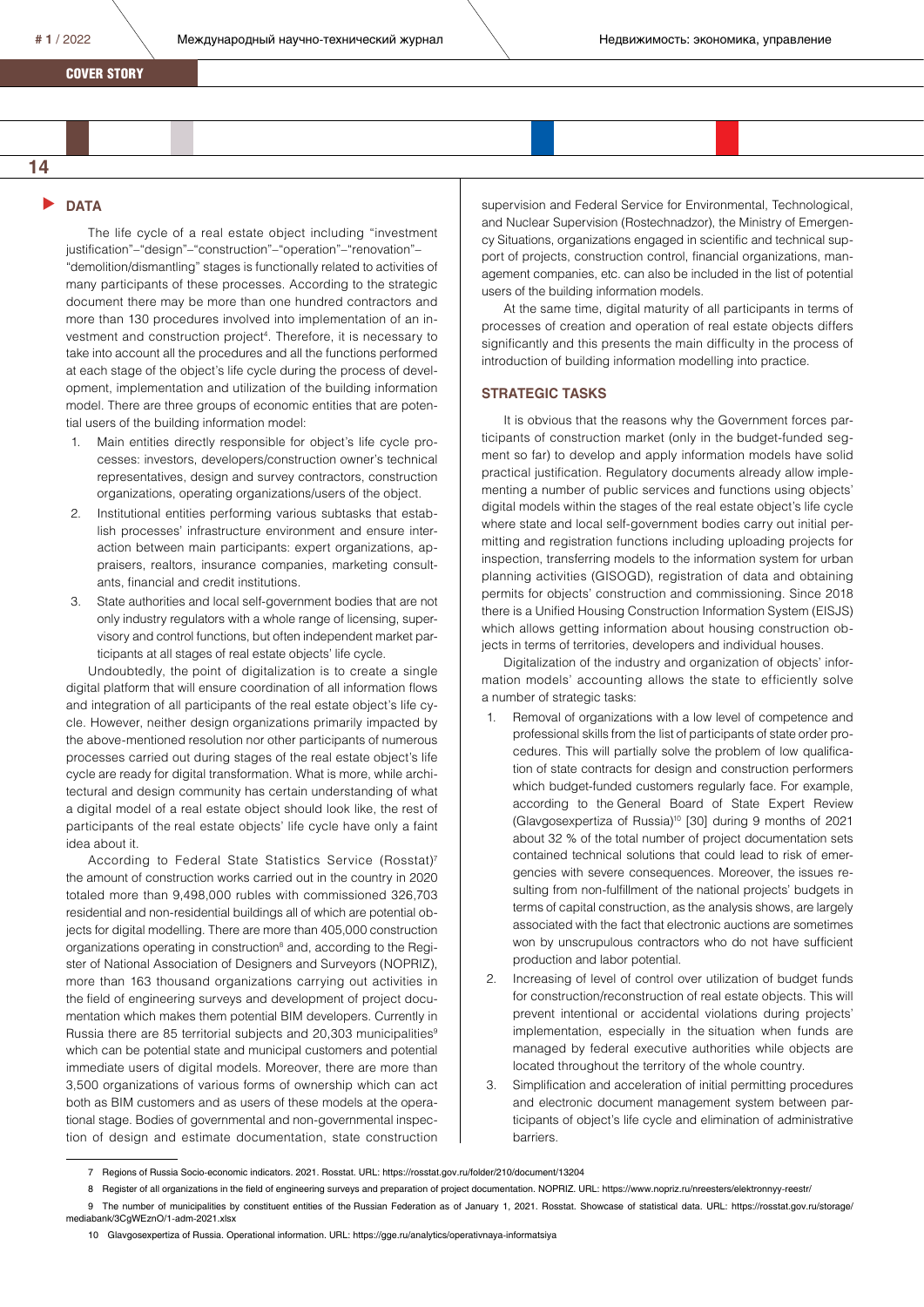## DATA

The life cycle of a real estate object including "investment justification"–"design"–"construction"–"operation"–"renovation"–"demolition/dismantling" stages is functionally related to activities of many participants of these processes. According to the strategic document there may be more than one hundred contractors and more than 130 procedures involved into implementation of an investment and construction project[4]. Therefore, it is necessary to take into account all the procedures and all the functions performed at each stage of the object's life cycle during the process of development, implementation and utilization of the building information model. There are three groups of economic entities that are potential users of the building information model:

1. Main entities directly responsible for object's life cycle processes: investors, developers/construction owner's technical representatives, design and survey contractors, construction organizations, operating organizations/users of the object.
2. Institutional entities performing various subtasks that establish processes' infrastructure environment and ensure interaction between main participants: expert organizations, appraisers, realtors, insurance companies, marketing consultants, financial and credit institutions.
3. State authorities and local self-government bodies that are not only industry regulators with a whole range of licensing, supervisory and control functions, but often independent market participants at all stages of real estate objects' life cycle.

Undoubtedly, the point of digitalization is to create a single digital platform that will ensure coordination of all information flows and integration of all participants of the real estate object's life cycle. However, neither design organizations primarily impacted by the above-mentioned resolution nor other participants of numerous processes carried out during stages of the real estate object's life cycle are ready for digital transformation. What is more, while architectural and design community has certain understanding of what a digital model of a real estate object should look like, the rest of participants of the real estate objects' life cycle have only a faint idea about it.

According to Federal State Statistics Service (Rosstat)[7] the amount of construction works carried out in the country in 2020 totaled more than 9,498,000 rubles with commissioned 326,703 residential and non-residential buildings all of which are potential objects for digital modelling. There are more than 405,000 construction organizations operating in construction[8] and, according to the Register of National Association of Designers and Surveyors (NOPRIZ), more than 163 thousand organizations carrying out activities in the field of engineering surveys and development of project documentation which makes them potential BIM developers. Currently in Russia there are 85 territorial subjects and 20,303 municipalities[9] which can be potential state and municipal customers and potential immediate users of digital models. Moreover, there are more than 3,500 organizations of various forms of ownership which can act both as BIM customers and as users of these models at the operational stage. Bodies of governmental and non-governmental inspection of design and estimate documentation, state construction supervision and Federal Service for Environmental, Technological, and Nuclear Supervision (Rostechnadzor), the Ministry of Emergency Situations, organizations engaged in scientific and technical support of projects, construction control, financial organizations, management companies, etc. can also be included in the list of potential users of the building information models.

At the same time, digital maturity of all participants in terms of processes of creation and operation of real estate objects differs significantly and this presents the main difficulty in the process of introduction of building information modelling into practice.

## STRATEGIC TASKS

It is obvious that the reasons why the Government forces participants of construction market (only in the budget-funded segment so far) to develop and apply information models have solid practical justification. Regulatory documents already allow implementing a number of public services and functions using objects' digital models within the stages of the real estate object's life cycle where state and local self-government bodies carry out initial permitting and registration functions including uploading projects for inspection, transferring models to the information system for urban planning activities (GISOGD), registration of data and obtaining permits for objects' construction and commissioning. Since 2018 there is a Unified Housing Construction Information System (EISJS) which allows getting information about housing construction objects in terms of territories, developers and individual houses.

Digitalization of the industry and organization of objects' information models' accounting allows the state to efficiently solve a number of strategic tasks:

1. Removal of organizations with a low level of competence and professional skills from the list of participants of state order procedures. This will partially solve the problem of low qualification of state contracts for design and construction performers which budget-funded customers regularly face. For example, according to the General Board of State Expert Review (Glavgosexpertiza of Russia)[10] [30] during 9 months of 2021 about 32 % of the total number of project documentation sets contained technical solutions that could lead to risk of emergencies with severe consequences. Moreover, the issues resulting from non-fulfillment of the national projects' budgets in terms of capital construction, as the analysis shows, are largely associated with the fact that electronic auctions are sometimes won by unscrupulous contractors who do not have sufficient production and labor potential.
2. Increasing of level of control over utilization of budget funds for construction/reconstruction of real estate objects. This will prevent intentional or accidental violations during projects' implementation, especially in the situation when funds are managed by federal executive authorities while objects are located throughout the territory of the whole country.
3. Simplification and acceleration of initial permitting procedures and electronic document management system between participants of object's life cycle and elimination of administrative barriers.

---

7 Regions of Russia Socio-economic indicators. 2021. Rosstat. URL: https://rosstat.gov.ru/folder/210/document/13204

8 Register of all organizations in the field of engineering surveys and preparation of project documentation. NOPRIZ. URL: https://www.nopriz.ru/nreesters/elektronnyy-reestr/

9 The number of municipalities by constituent entities of the Russian Federation as of January 1, 2021. Rosstat. Showcase of statistical data. URL: https://rosstat.gov.ru/storage/mediabank/3CgWEznO/1-adm-2021.xlsx

10 Glavgosexpertiza of Russia. Operational information. URL: https://gge.ru/analytics/operativnaya-informatsiya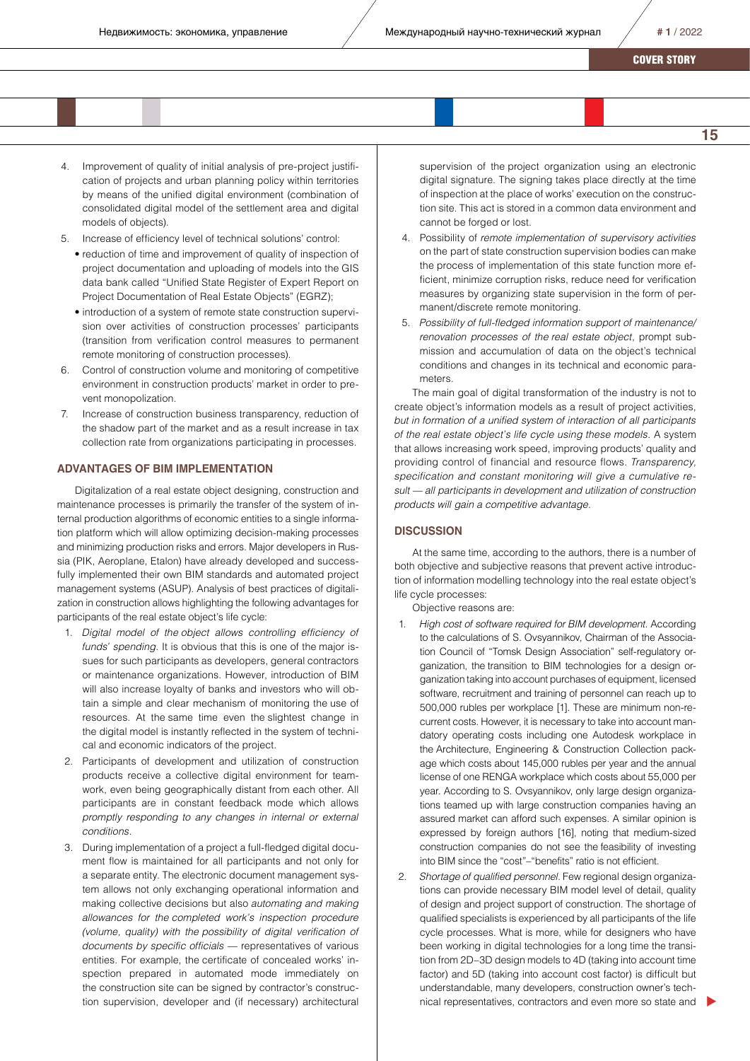4. Improvement of quality of initial analysis of pre-project justification of projects and urban planning policy within territories by means of the unified digital environment (combination of consolidated digital model of the settlement area and digital models of objects).
5. Increase of efficiency level of technical solutions' control:
   - reduction of time and improvement of quality of inspection of project documentation and uploading of models into the GIS data bank called "Unified State Register of Expert Report on Project Documentation of Real Estate Objects" (EGRZ);
   - introduction of a system of remote state construction supervision over activities of construction processes' participants (transition from verification control measures to permanent remote monitoring of construction processes).
6. Control of construction volume and monitoring of competitive environment in construction products' market in order to prevent monopolization.
7. Increase of construction business transparency, reduction of the shadow part of the market and as a result increase in tax collection rate from organizations participating in processes.

### ADVANTAGES OF BIM IMPLEMENTATION

Digitalization of a real estate object designing, construction and maintenance processes is primarily the transfer of the system of internal production algorithms of economic entities to a single information platform which will allow optimizing decision-making processes and minimizing production risks and errors. Major developers in Russia (PIK, Aeroplane, Etalon) have already developed and successfully implemented their own BIM standards and automated project management systems (ASUP). Analysis of best practices of digitalization in construction allows highlighting the following advantages for participants of the real estate object's life cycle:

1. *Digital model of the object allows controlling efficiency of funds' spending.* It is obvious that this is one of the major issues for such participants as developers, general contractors or maintenance organizations. However, introduction of BIM will also increase loyalty of banks and investors who will obtain a simple and clear mechanism of monitoring the use of resources. At the same time even the slightest change in the digital model is instantly reflected in the system of technical and economic indicators of the project.
2. Participants of development and utilization of construction products receive a collective digital environment for teamwork, even being geographically distant from each other. All participants are in constant feedback mode which allows *promptly responding to any changes in internal or external conditions*.
3. During implementation of a project a full-fledged digital document flow is maintained for all participants and not only for a separate entity. The electronic document management system allows not only exchanging operational information and making collective decisions but also *automating and making allowances for the completed work's inspection procedure (volume, quality) with the possibility of digital verification of documents by specific officials* — representatives of various entities. For example, the certificate of concealed works' inspection prepared in automated mode immediately on the construction site can be signed by contractor's construction supervision, developer and (if necessary) architectural supervision of the project organization using an electronic digital signature. The signing takes place directly at the time of inspection at the place of works' execution on the construction site. This act is stored in a common data environment and cannot be forged or lost.
4. Possibility of *remote implementation of supervisory activities* on the part of state construction supervision bodies can make the process of implementation of this state function more efficient, minimize corruption risks, reduce need for verification measures by organizing state supervision in the form of permanent/discrete remote monitoring.
5. *Possibility of full-fledged information support of maintenance/renovation processes of the real estate object*, prompt submission and accumulation of data on the object's technical conditions and changes in its technical and economic parameters.

The main goal of digital transformation of the industry is not to create object's information models as a result of project activities, *but in formation of a unified system of interaction of all participants of the real estate object's life cycle using these models*. A system that allows increasing work speed, improving products' quality and providing control of financial and resource flows. *Transparency, specification and constant monitoring will give a cumulative result — all participants in development and utilization of construction products will gain a competitive advantage.*

### DISCUSSION

At the same time, according to the authors, there is a number of both objective and subjective reasons that prevent active introduction of information modelling technology into the real estate object's life cycle processes:

Objective reasons are:

1. *High cost of software required for BIM development.* According to the calculations of S. Ovsyannikov, Chairman of the Association Council of "Tomsk Design Association" self-regulatory organization, the transition to BIM technologies for a design organization taking into account purchases of equipment, licensed software, recruitment and training of personnel can reach up to 500,000 rubles per workplace [1]. These are minimum non-recurrent costs. However, it is necessary to take into account mandatory operating costs including one Autodesk workplace in the Architecture, Engineering & Construction Collection package which costs about 145,000 rubles per year and the annual license of one RENGA workplace which costs about 55,000 per year. According to S. Ovsyannikov, only large design organizations teamed up with large construction companies having an assured market can afford such expenses. A similar opinion is expressed by foreign authors [16], noting that medium-sized construction companies do not see the feasibility of investing into BIM since the "cost"–"benefits" ratio is not efficient.
2. *Shortage of qualified personnel.* Few regional design organizations can provide necessary BIM model level of detail, quality of design and project support of construction. The shortage of qualified specialists is experienced by all participants of the life cycle processes. What is more, while for designers who have been working in digital technologies for a long time the transition from 2D–3D design models to 4D (taking into account time factor) and 5D (taking into account cost factor) is difficult but understandable, many developers, construction owner's technical representatives, contractors and even more so state and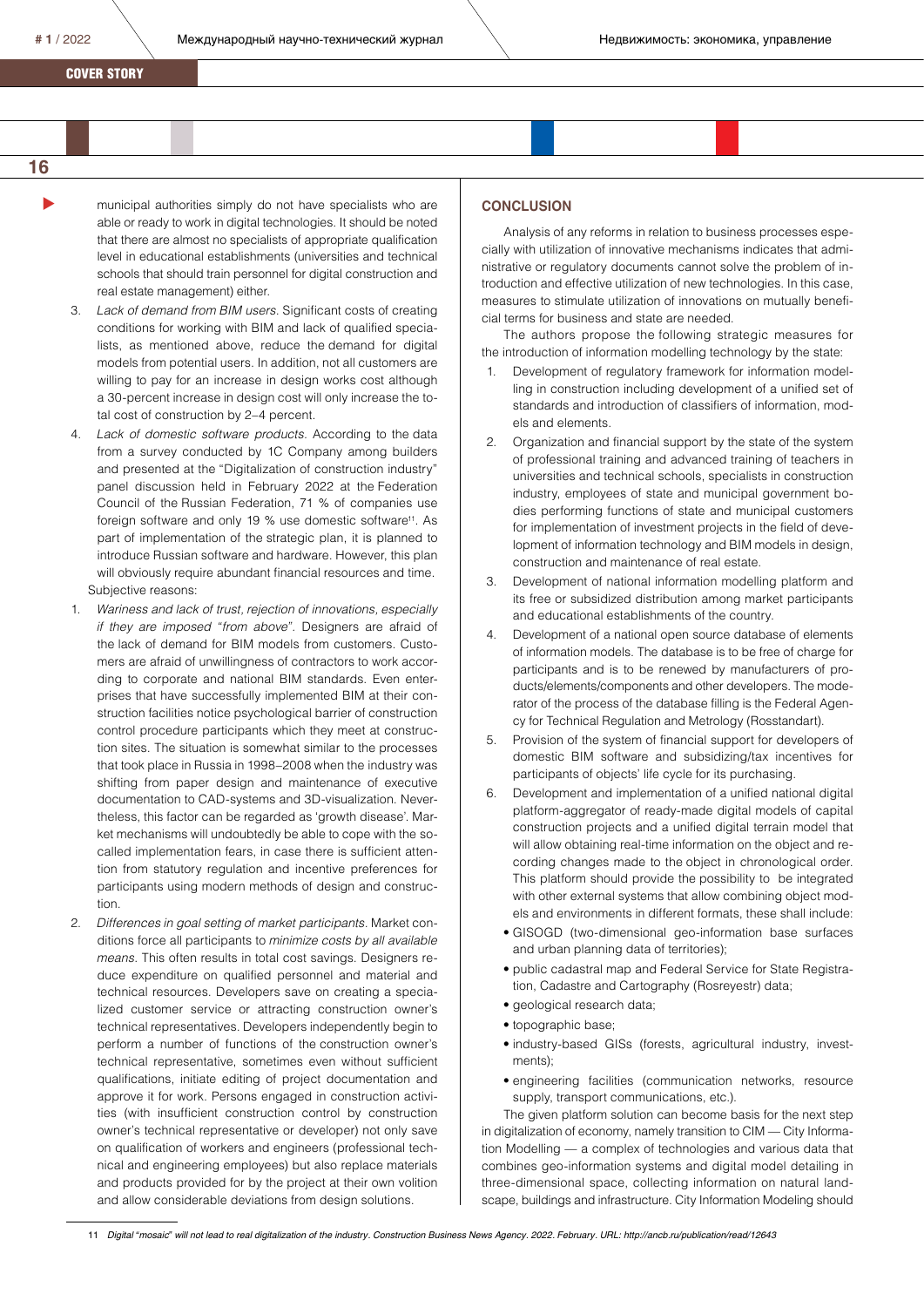municipal authorities simply do not have specialists who are able or ready to work in digital technologies. It should be noted that there are almost no specialists of appropriate qualification level in educational establishments (universities and technical schools that should train personnel for digital construction and real estate management) either.

3. *Lack of demand from BIM users.* Significant costs of creating conditions for working with BIM and lack of qualified specialists, as mentioned above, reduce the demand for digital models from potential users. In addition, not all customers are willing to pay for an increase in design works cost although a 30-percent increase in design cost will only increase the total cost of construction by 2–4 percent.
4. *Lack of domestic software products.* According to the data from a survey conducted by 1C Company among builders and presented at the "Digitalization of construction industry" panel discussion held in February 2022 at the Federation Council of the Russian Federation, 71 % of companies use foreign software and only 19 % use domestic software[11]. As part of implementation of the strategic plan, it is planned to introduce Russian software and hardware. However, this plan will obviously require abundant financial resources and time.

Subjective reasons:

1. *Wariness and lack of trust, rejection of innovations, especially if they are imposed "from above".* Designers are afraid of the lack of demand for BIM models from customers. Customers are afraid of unwillingness of contractors to work according to corporate and national BIM standards. Even enterprises that have successfully implemented BIM at their construction facilities notice psychological barrier of construction control procedure participants which they meet at construction sites. The situation is somewhat similar to the processes that took place in Russia in 1998–2008 when the industry was shifting from paper design and maintenance of executive documentation to CAD-systems and 3D-visualization. Nevertheless, this factor can be regarded as 'growth disease'. Market mechanisms will undoubtedly be able to cope with the so-called implementation fears, in case there is sufficient attention from statutory regulation and incentive preferences for participants using modern methods of design and construction.
2. *Differences in goal setting of market participants.* Market conditions force all participants to *minimize costs by all available means*. This often results in total cost savings. Designers reduce expenditure on qualified personnel and material and technical resources. Developers save on creating a specialized customer service or attracting construction owner's technical representatives. Developers independently begin to perform a number of functions of the construction owner's technical representative, sometimes even without sufficient qualifications, initiate editing of project documentation and approve it for work. Persons engaged in construction activities (with insufficient construction control by construction owner's technical representative or developer) not only save on qualification of workers and engineers (professional technical and engineering employees) but also replace materials and products provided for by the project at their own volition and allow considerable deviations from design solutions.

## CONCLUSION

Analysis of any reforms in relation to business processes especially with utilization of innovative mechanisms indicates that administrative or regulatory documents cannot solve the problem of introduction and effective utilization of new technologies. In this case, measures to stimulate utilization of innovations on mutually beneficial terms for business and state are needed.

The authors propose the following strategic measures for the introduction of information modelling technology by the state:

1. Development of regulatory framework for information modelling in construction including development of a unified set of standards and introduction of classifiers of information, models and elements.
2. Organization and financial support by the state of the system of professional training and advanced training of teachers in universities and technical schools, specialists in construction industry, employees of state and municipal government bodies performing functions of state and municipal customers for implementation of investment projects in the field of development of information technology and BIM models in design, construction and maintenance of real estate.
3. Development of national information modelling platform and its free or subsidized distribution among market participants and educational establishments of the country.
4. Development of a national open source database of elements of information models. The database is to be free of charge for participants and is to be renewed by manufacturers of products/elements/components and other developers. The moderator of the process of the database filling is the Federal Agency for Technical Regulation and Metrology (Rosstandart).
5. Provision of the system of financial support for developers of domestic BIM software and subsidizing/tax incentives for participants of objects' life cycle for its purchasing.
6. Development and implementation of a unified national digital platform-aggregator of ready-made digital models of capital construction projects and a unified digital terrain model that will allow obtaining real-time information on the object and recording changes made to the object in chronological order. This platform should provide the possibility to be integrated with other external systems that allow combining object models and environments in different formats, these shall include:
   - GISOGD (two-dimensional geo-information base surfaces and urban planning data of territories);
   - public cadastral map and Federal Service for State Registration, Cadastre and Cartography (Rosreyestr) data;
   - geological research data;
   - topographic base;
   - industry-based GISs (forests, agricultural industry, investments);
   - engineering facilities (communication networks, resource supply, transport communications, etc.).

The given platform solution can become basis for the next step in digitalization of economy, namely transition to CIM — City Information Modelling — a complex of technologies and various data that combines geo-information systems and digital model detailing in three-dimensional space, collecting information on natural landscape, buildings and infrastructure. City Information Modeling should

---

11 *Digital "mosaic" will not lead to real digitalization of the industry. Construction Business News Agency. 2022. February. URL: http://ancb.ru/publication/read/12643*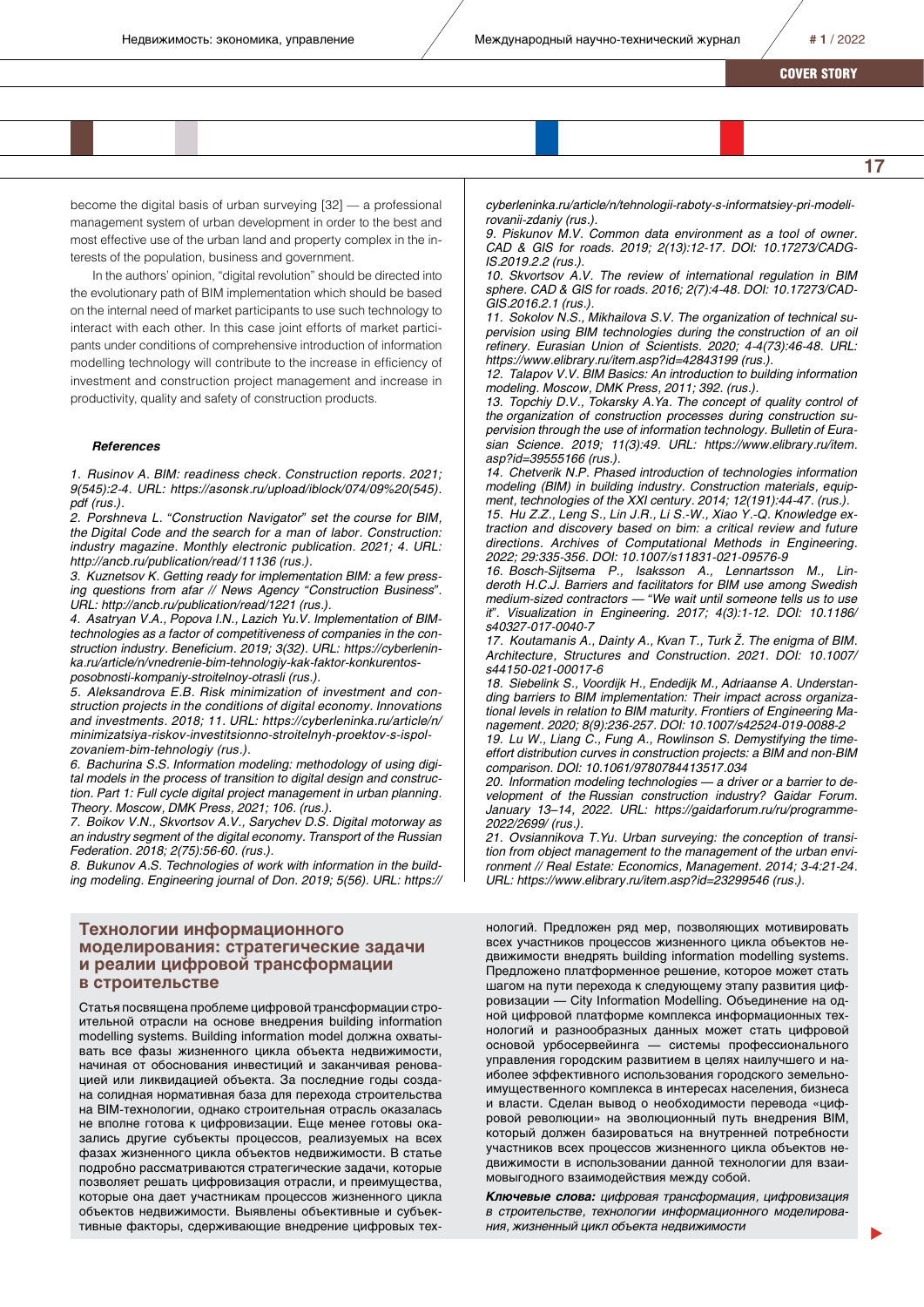become the digital basis of urban surveying [32] — a professional management system of urban development in order to the best and most effective use of the urban land and property complex in the interests of the population, business and government.

In the authors' opinion, "digital revolution" should be directed into the evolutionary path of BIM implementation which should be based on the internal need of market participants to use such technology to interact with each other. In this case joint efforts of market participants under conditions of comprehensive introduction of information modelling technology will contribute to the increase in efficiency of investment and construction project management and increase in productivity, quality and safety of construction products.

### References

*1. Rusinov A. BIM: readiness check. Construction reports. 2021; 9(545):2-4. URL: https://asonsk.ru/upload/iblock/074/09%20(545).pdf (rus.).*

*2. Porshneva L. "Construction Navigator" set the course for BIM, the Digital Code and the search for a man of labor. Construction: industry magazine. Monthly electronic publication. 2021; 4. URL: http://ancb.ru/publication/read/11136 (rus.).*

*3. Kuznetsov K. Getting ready for implementation BIM: a few pressing questions from afar // News Agency "Construction Business". URL: http://ancb.ru/publication/read/1221 (rus.).*

*4. Asatryan V.A., Popova I.N., Lazich Yu.V. Implementation of BIM-technologies as a factor of competitiveness of companies in the construction industry. Beneficium. 2019; 3(32). URL: https://cyberleninka.ru/article/n/vnedrenie-bim-tehnologiy-kak-faktor-konkurentosposobnosti-kompaniy-stroitelnoy-otrasli (rus.).*

*5. Aleksandrova E.B. Risk minimization of investment and construction projects in the conditions of digital economy. Innovations and investments. 2018; 11. URL: https://cyberleninka.ru/article/n/minimizatsiya-riskov-investitsionno-stroitelnyh-proektov-s-ispolzovaniem-bim-tehnologiy (rus.).*

*6. Bachurina S.S. Information modeling: methodology of using digital models in the process of transition to digital design and construction. Part 1: Full cycle digital project management in urban planning. Theory. Moscow, DMK Press, 2021; 106. (rus.).*

*7. Boikov V.N., Skvortsov A.V., Sarychev D.S. Digital motorway as an industry segment of the digital economy. Transport of the Russian Federation. 2018; 2(75):56-60. (rus.).*

*8. Bukunov A.S. Technologies of work with information in the building modeling. Engineering journal of Don. 2019; 5(56). URL: https://cyberleninka.ru/article/n/tehnologii-raboty-s-informatsiey-pri-modelirovanii-zdaniy (rus.).*

*9. Piskunov M.V. Common data environment as a tool of owner. CAD & GIS for roads. 2019; 2(13):12-17. DOI: 10.17273/CADGIS.2019.2.2 (rus.).*

*10. Skvortsov A.V. The review of international regulation in BIM sphere. CAD & GIS for roads. 2016; 2(7):4-48. DOI: 10.17273/CADGIS.2016.2.1 (rus.).*

*11. Sokolov N.S., Mikhailova S.V. The organization of technical supervision using BIM technologies during the construction of an oil refinery. Eurasian Union of Scientists. 2020; 4-4(73):46-48. URL: https://www.elibrary.ru/item.asp?id=42843199 (rus.).*

*12. Talapov V.V. BIM Basics: An introduction to building information modeling. Moscow, DMK Press, 2011; 392. (rus.).*

*13. Topchiy D.V., Tokarsky A.Ya. The concept of quality control of the organization of construction processes during construction supervision through the use of information technology. Bulletin of Eurasian Science. 2019; 11(3):49. URL: https://www.elibrary.ru/item.asp?id=39555166 (rus.).*

*14. Chetverik N.P. Phased introduction of technologies information modeling (BIM) in building industry. Construction materials, equipment, technologies of the XXI century. 2014; 12(191):44-47. (rus.).*

*15. Hu Z.Z., Leng S., Lin J.R., Li S.-W., Xiao Y.-Q. Knowledge extraction and discovery based on bim: a critical review and future directions. Archives of Computational Methods in Engineering. 2022; 29:335-356. DOI: 10.1007/s11831-021-09576-9*

*16. Bosch-Sijtsema P., Isaksson A., Lennartsson M., Linderoth H.C.J. Barriers and facilitators for BIM use among Swedish medium-sized contractors — "We wait until someone tells us to use it". Visualization in Engineering. 2017; 4(3):1-12. DOI: 10.1186/s40327-017-0040-7*

*17. Koutamanis A., Dainty A., Kvan T., Turk Ž. The enigma of BIM. Architecture, Structures and Construction. 2021. DOI: 10.1007/s44150-021-00017-6*

*18. Siebelink S., Voordijk H., Endedijk M., Adriaanse A. Understanding barriers to BIM implementation: Their impact across organizational levels in relation to BIM maturity. Frontiers of Engineering Management. 2020; 8(9):236-257. DOI: 10.1007/s42524-019-0088-2*

*19. Lu W., Liang C., Fung A., Rowlinson S. Demystifying the time-effort distribution curves in construction projects: a BIM and non-BIM comparison. DOI: 10.1061/9780784413517.034*

*20. Information modeling technologies — a driver or a barrier to development of the Russian construction industry? Gaidar Forum. January 13–14, 2022. URL: https://gaidarforum.ru/ru/programme-2022/2699/ (rus.).*

*21. Ovsiannikova T.Yu. Urban surveying: the conception of transition from object management to the management of the urban environment // Real Estate: Economics, Management. 2014; 3-4:21-24. URL: https://www.elibrary.ru/item.asp?id=23299546 (rus.).*

## Технологии информационного моделирования: стратегические задачи и реалии цифровой трансформации в строительстве

Статья посвящена проблеме цифровой трансформации строительной отрасли на основе внедрения building information modelling systems. Building information model должна охватывать все фазы жизненного цикла объекта недвижимости, начиная от обоснования инвестиций и заканчивая реновацией или ликвидацией объекта. За последние годы создана солидная нормативная база для перехода строительства на BIM-технологии, однако строительная отрасль оказалась не вполне готова к цифровизации. Еще менее готовыми оказались другие субъекты процессов, реализуемых на всех фазах жизненного цикла объектов недвижимости. В статье подробно рассматриваются стратегические задачи, которые позволяет решать цифровизация отрасли, и преимущества, которые она дает участникам процессов жизненного цикла объектов недвижимости. Выявлены объективные и субъективные факторы, сдерживающие внедрение цифровых технологий. Предложен ряд мер, позволяющих мотивировать всех участников процессов жизненного цикла объектов недвижимости внедрять building information modelling systems. Предложено платформенное решение, которое может стать шагом на пути перехода к следующему этапу развития цифровизации — City Information Modelling. Объединение на одной цифровой платформе комплекса информационных технологий и разнообразных данных может стать цифровой основой урбосервейинга — системы профессионального управления городским развитием в целях наилучшего и наиболее эффективного использования городского земельно-имущественного комплекса в интересах населения, бизнеса и власти. Сделан вывод о необходимости перевода «цифровой революции» на эволюционный путь внедрения BIM, который должен базироваться на внутренней потребности участников всех процессов жизненного цикла объектов недвижимости в использовании данной технологии для взаимовыгодного взаимодействия между собой.

***Ключевые слова:*** *цифровая трансформация, цифровизация в строительстве, технологии информационного моделирования, жизненный цикл объекта недвижимости*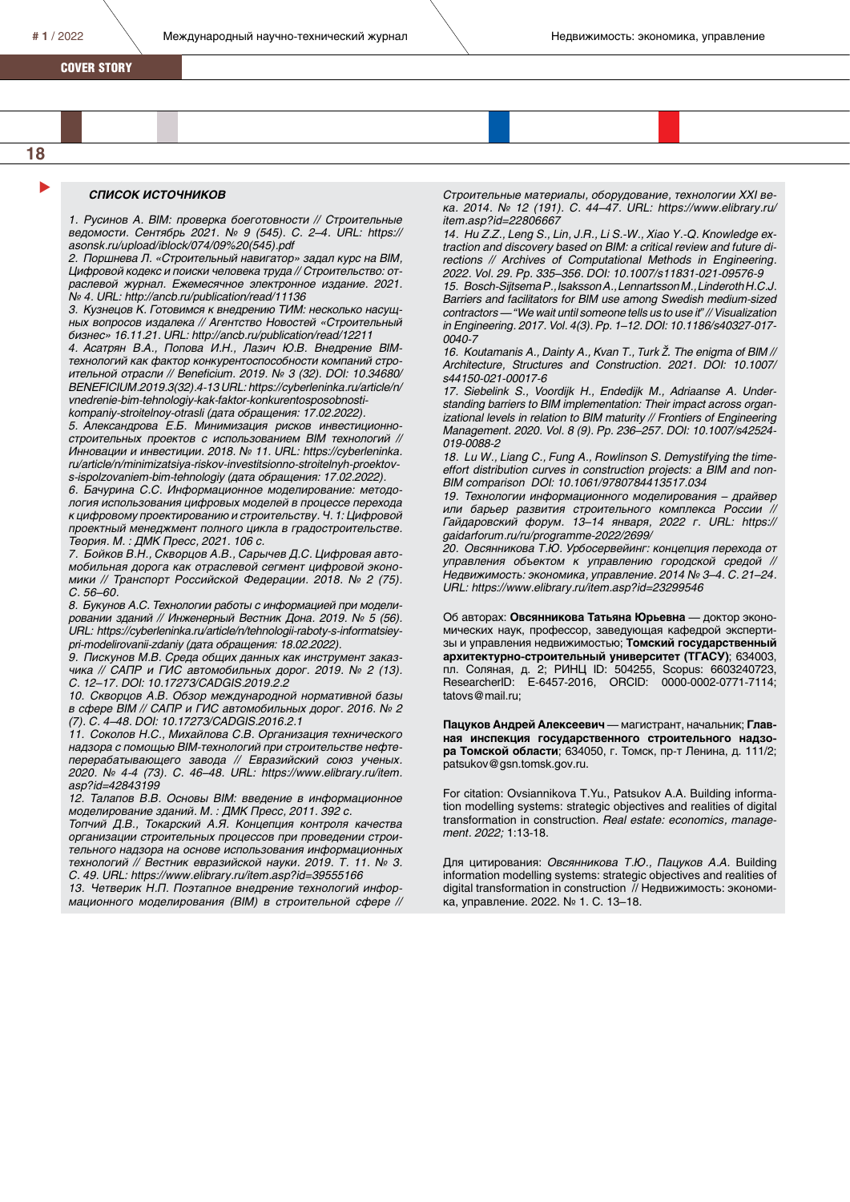### *СПИСОК ИСТОЧНИКОВ*

*1. Русинов А. BIM: проверка боеготовности // Строительные ведомости. Сентябрь 2021. № 9 (545). С. 2–4. URL: https://asonsk.ru/upload/iblock/074/09%20(545).pdf*

*2. Поршнева Л. «Строительный навигатор» задал курс на BIM, Цифровой кодекс и поиски человека труда // Строительство: отраслевой журнал. Ежемесячное электронное издание. 2021. № 4. URL: http://ancb.ru/publication/read/11136*

*3. Кузнецов К. Готовимся к внедрению ТИМ: несколько насущных вопросов издалека // Агентство Новостей «Строительный бизнес» 16.11.21. URL: http://ancb.ru/publication/read/12211*

*4. Асатрян В.А., Попова И.Н., Лазич Ю.В. Внедрение BIM-технологий как фактор конкурентоспособности компаний строительной отрасли // Beneficium. 2019. № 3 (32). DOI: 10.34680/BENEFICIUM.2019.3(32).4-13 URL: https://cyberleninka.ru/article/n/vnedrenie-bim-tehnologiy-kak-faktor-konkurentosposobnosti-kompaniy-stroitelnoy-otrasli (дата обращения: 17.02.2022).*

*5. Александрова Е.Б. Минимизация рисков инвестиционно-строительных проектов с использованием BIM технологий // Инновации и инвестиции. 2018. № 11. URL: https://cyberleninka.ru/article/n/minimizatsiya-riskov-investitsionno-stroitelnyh-proektov-s-ispolzovaniem-bim-tehnologiy (дата обращения: 17.02.2022).*

*6. Бачурина С.С. Информационное моделирование: методология использования цифровых моделей в процессе перехода к цифровому проектированию и строительству. Ч. 1: Цифровой проектный менеджмент полного цикла в градостроительстве. Теория. М. : ДМК Пресс, 2021. 106 с.*

*7. Бойков В.Н., Скворцов А.В., Сарычев Д.С. Цифровая автомобильная дорога как отраслевой сегмент цифровой экономики // Транспорт Российской Федерации. 2018. № 2 (75). С. 56–60.*

*8. Букунов А.С. Технологии работы с информацией при моделировании зданий // Инженерный Вестник Дона. 2019. № 5 (56). URL: https://cyberleninka.ru/article/n/tehnologii-raboty-s-informatsiey-pri-modelirovanii-zdaniy (дата обращения: 18.02.2022).*

*9. Пискунов М.В. Среда общих данных как инструмент заказчика // САПР и ГИС автомобильных дорог. 2019. № 2 (13). С. 12–17. DOI: 10.17273/CADGIS.2019.2.2*

*10. Скворцов А.В. Обзор международной нормативной базы в сфере BIM // САПР и ГИС автомобильных дорог. 2016. № 2 (7). С. 4–48. DOI: 10.17273/CADGIS.2016.2.1*

*11. Соколов Н.С., Михайлова С.В. Организация технического надзора с помощью BIM-технологий при строительстве нефтеперерабатывающего завода // Евразийский союз ученых. 2020. № 4-4 (73). С. 46–48. URL: https://www.elibrary.ru/item.asp?id=42843199*

*12. Талапов В.В. Основы BIM: введение в информационное моделирование зданий. М. : ДМК Пресс, 2011. 392 с.*

*Топчий Д.В., Токарский А.Я. Концепция контроля качества организации строительных процессов при проведении строительного надзора на основе использования информационных технологий // Вестник евразийской науки. 2019. Т. 11. № 3. С. 49. URL: https://www.elibrary.ru/item.asp?id=39555166*

*13. Четверик Н.П. Поэтапное внедрение технологий информационного моделирования (BIM) в строительной сфере // Строительные материалы, оборудование, технологии XXI века. 2014. № 12 (191). С. 44–47. URL: https://www.elibrary.ru/item.asp?id=22806667*

*14. Hu Z.Z., Leng S., Lin, J.R., Li S.-W., Xiao Y.-Q. Knowledge extraction and discovery based on BIM: a critical review and future directions // Archives of Computational Methods in Engineering. 2022. Vol. 29. Pp. 335–356. DOI: 10.1007/s11831-021-09576-9*

*15. Bosch-Sijtsema P., Isaksson A., Lennartsson M., Linderoth H.C.J. Barriers and facilitators for BIM use among Swedish medium-sized contractors — "We wait until someone tells us to use it" // Visualization in Engineering. 2017. Vol. 4(3). Pp. 1–12. DOI: 10.1186/s40327-017-0040-7*

*16. Koutamanis A., Dainty A., Kvan T., Turk Ž. The enigma of BIM // Architecture, Structures and Construction. 2021. DOI: 10.1007/s44150-021-00017-6*

*17. Siebelink S., Voordijk H., Endedijk M., Adriaanse A. Understanding barriers to BIM implementation: Their impact across organizational levels in relation to BIM maturity // Frontiers of Engineering Management. 2020. Vol. 8 (9). Pp. 236–257. DOI: 10.1007/s42524-019-0088-2*

*18. Lu W., Liang C., Fung A., Rowlinson S. Demystifying the time-effort distribution curves in construction projects: a BIM and non-BIM comparison DOI: 10.1061/9780784413517.034*

*19. Технологии информационного моделирования – драйвер или барьер развития строительного комплекса России // Гайдаровский форум. 13–14 января, 2022 г. URL: https://gaidarforum.ru/ru/programme-2022/2699/*

*20. Овсянникова Т.Ю. Урбосервейинг: концепция перехода от управления объектом к управлению городской средой // Недвижимость: экономика, управление. 2014 № 3–4. С. 21–24. URL: https://www.elibrary.ru/item.asp?id=23299546*

Об авторах: **Овсянникова Татьяна Юрьевна** — доктор экономических наук, профессор, заведующая кафедрой экспертизы и управления недвижимостью; **Томский государственный архитектурно-строительный университет (ТГАСУ)**; 634003, пл. Соляная, д. 2; РИНЦ ID: 504255, Scopus: 6603240723, ResearcherID: E-6457-2016, ORCID: 0000-0002-0771-7114; tatovs@mail.ru;

**Пацуков Андрей Алексеевич** — магистрант, начальник; **Главная инспекция государственного строительного надзора Томской области**; 634050, г. Томск, пр-т Ленина, д. 111/2; patsukov@gsn.tomsk.gov.ru.

For citation: Ovsiannikova T.Yu., Patsukov A.A. Building information modelling systems: strategic objectives and realities of digital transformation in construction. *Real estate: economics, management. 2022;* 1:13-18.

Для цитирования: *Овсянникова Т.Ю., Пацуков А.А.* Building information modelling systems: strategic objectives and realities of digital transformation in construction // Недвижимость: экономика, управление. 2022. № 1. С. 13–18.